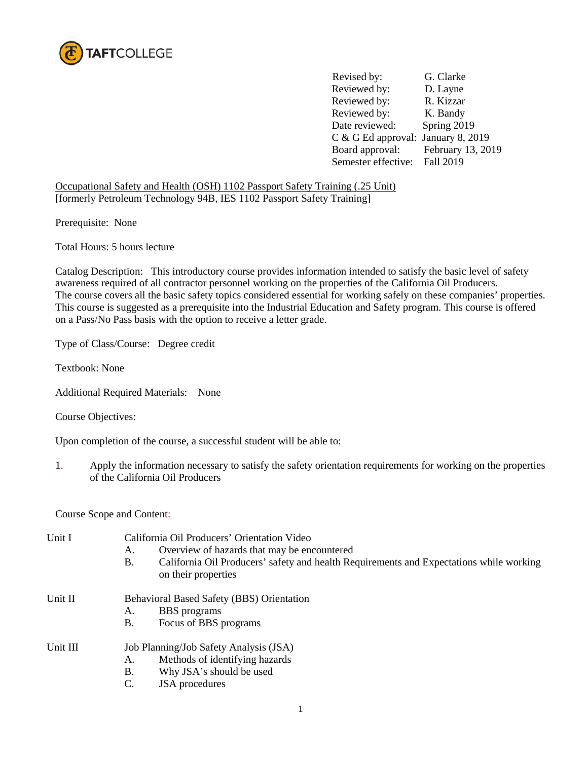TAFT COLLEGE

| | |
|---|---|
| Revised by: | G. Clarke |
| Reviewed by: | D. Layne |
| Reviewed by: | R. Kizzar |
| Reviewed by: | K. Bandy |
| Date reviewed: | Spring 2019 |
| C & G Ed approval: | January 8, 2019 |
| Board approval: | February 13, 2019 |
| Semester effective: | Fall 2019 |

Occupational Safety and Health (OSH) 1102 Passport Safety Training (.25 Unit)
[formerly Petroleum Technology 94B, IES 1102 Passport Safety Training]

Prerequisite: None

Total Hours: 5 hours lecture

Catalog Description: This introductory course provides information intended to satisfy the basic level of safety awareness required of all contractor personnel working on the properties of the California Oil Producers. The course covers all the basic safety topics considered essential for working safely on these companies' properties. This course is suggested as a prerequisite into the Industrial Education and Safety program. This course is offered on a Pass/No Pass basis with the option to receive a letter grade.

Type of Class/Course: Degree credit

Textbook: None

Additional Required Materials: None

Course Objectives:

Upon completion of the course, a successful student will be able to:

1. Apply the information necessary to satisfy the safety orientation requirements for working on the properties of the California Oil Producers

Course Scope and Content:

Unit I — California Oil Producers' Orientation Video
- A. Overview of hazards that may be encountered
- B. California Oil Producers' safety and health Requirements and Expectations while working on their properties

Unit II — Behavioral Based Safety (BBS) Orientation
- A. BBS programs
- B. Focus of BBS programs

Unit III — Job Planning/Job Safety Analysis (JSA)
- A. Methods of identifying hazards
- B. Why JSA's should be used
- C. JSA procedures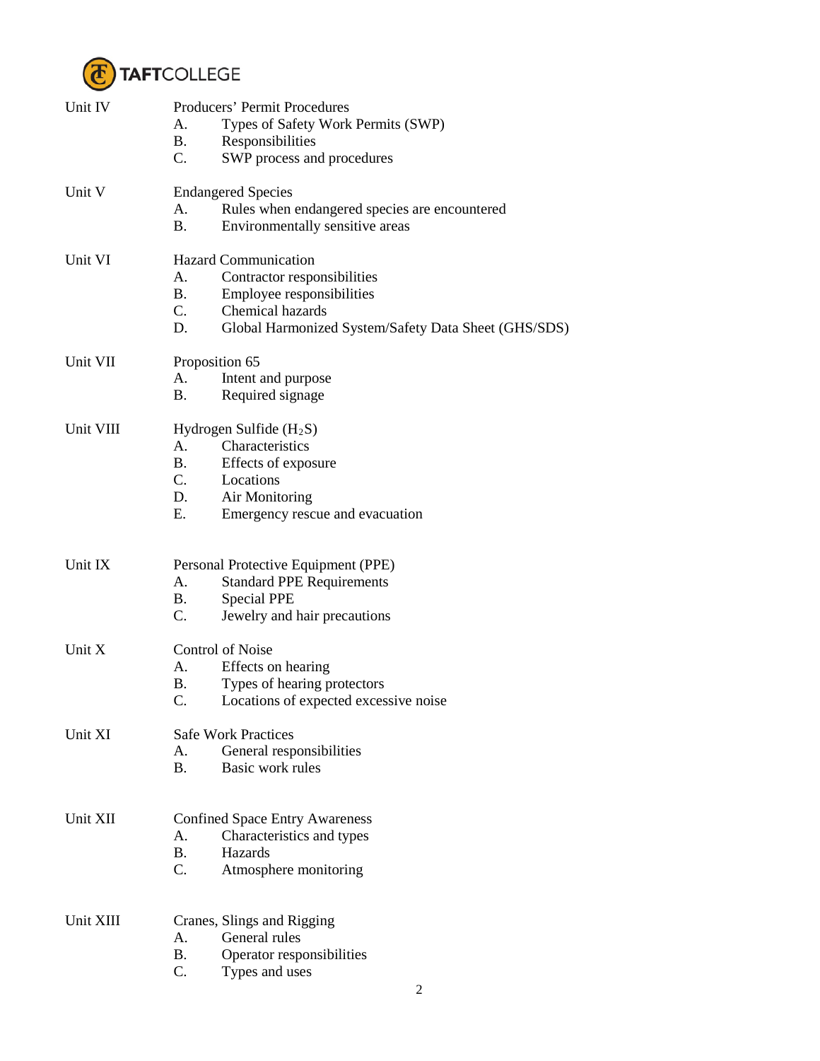Unit IV — Producers' Permit Procedures

- A. Types of Safety Work Permits (SWP)
- B. Responsibilities
- C. SWP process and procedures

Unit V — Endangered Species

- A. Rules when endangered species are encountered
- B. Environmentally sensitive areas

Unit VI — Hazard Communication

- A. Contractor responsibilities
- B. Employee responsibilities
- C. Chemical hazards
- D. Global Harmonized System/Safety Data Sheet (GHS/SDS)

Unit VII — Proposition 65

- A. Intent and purpose
- B. Required signage

Unit VIII — Hydrogen Sulfide ($H_2S$)

- A. Characteristics
- B. Effects of exposure
- C. Locations
- D. Air Monitoring
- E. Emergency rescue and evacuation

Unit IX — Personal Protective Equipment (PPE)

- A. Standard PPE Requirements
- B. Special PPE
- C. Jewelry and hair precautions

Unit X — Control of Noise

- A. Effects on hearing
- B. Types of hearing protectors
- C. Locations of expected excessive noise

Unit XI — Safe Work Practices

- A. General responsibilities
- B. Basic work rules

Unit XII — Confined Space Entry Awareness

- A. Characteristics and types
- B. Hazards
- C. Atmosphere monitoring

Unit XIII — Cranes, Slings and Rigging

- A. General rules
- B. Operator responsibilities
- C. Types and uses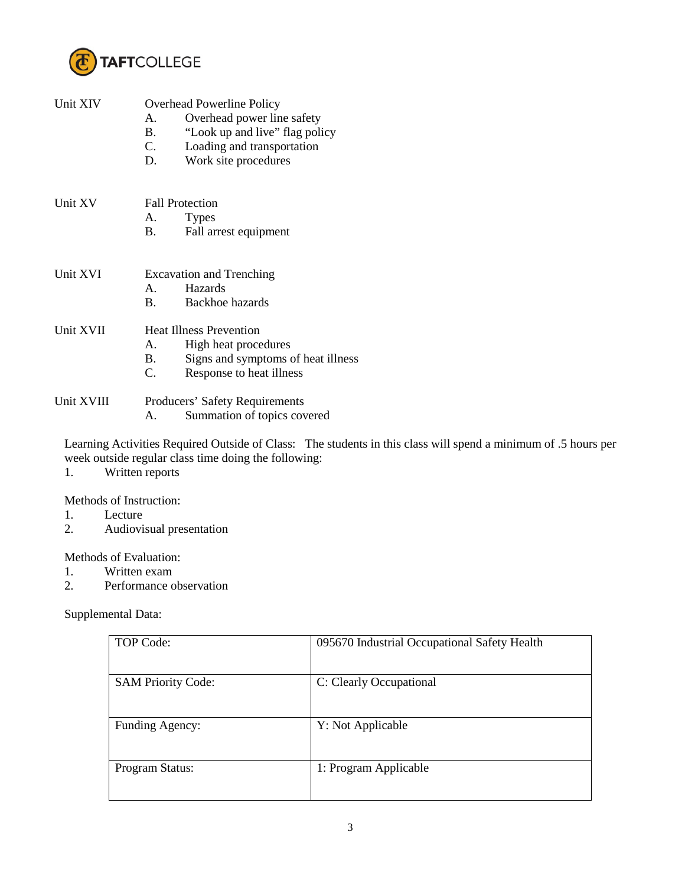Unit XIV Overhead Powerline Policy
- A. Overhead power line safety
- B. "Look up and live" flag policy
- C. Loading and transportation
- D. Work site procedures

Unit XV Fall Protection
- A. Types
- B. Fall arrest equipment

Unit XVI Excavation and Trenching
- A. Hazards
- B. Backhoe hazards

Unit XVII Heat Illness Prevention
- A. High heat procedures
- B. Signs and symptoms of heat illness
- C. Response to heat illness

Unit XVIII Producers' Safety Requirements
- A. Summation of topics covered

Learning Activities Required Outside of Class: The students in this class will spend a minimum of .5 hours per week outside regular class time doing the following:

1. Written reports

Methods of Instruction:

1. Lecture
2. Audiovisual presentation

Methods of Evaluation:

1. Written exam
2. Performance observation

Supplemental Data:

| | |
|---|---|
| TOP Code: | 095670 Industrial Occupational Safety Health |
| SAM Priority Code: | C: Clearly Occupational |
| Funding Agency: | Y: Not Applicable |
| Program Status: | 1: Program Applicable |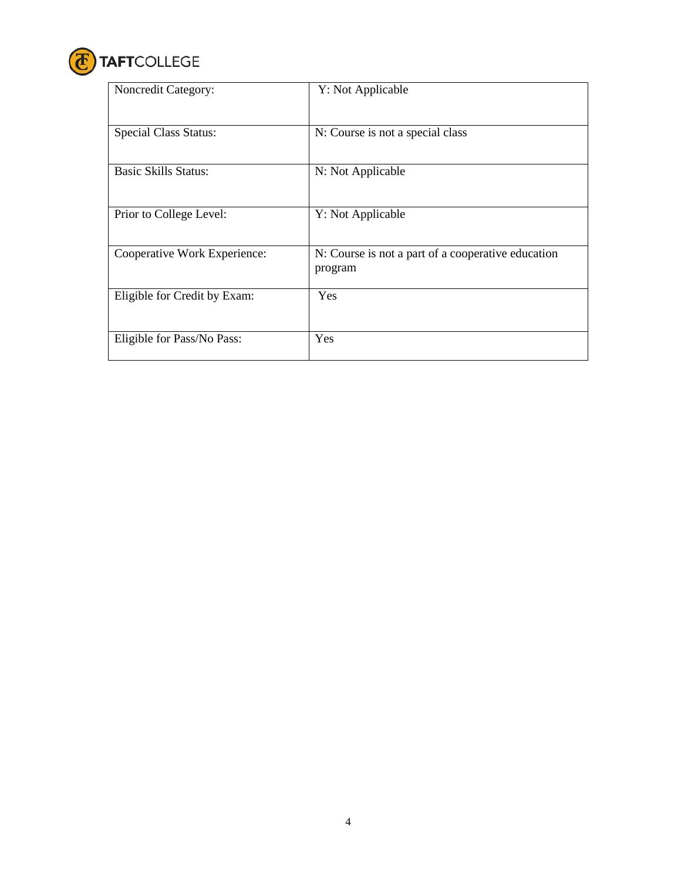| | |
|---|---|
| Noncredit Category: | Y: Not Applicable |
| Special Class Status: | N: Course is not a special class |
| Basic Skills Status: | N: Not Applicable |
| Prior to College Level: | Y: Not Applicable |
| Cooperative Work Experience: | N: Course is not a part of a cooperative education program |
| Eligible for Credit by Exam: | Yes |
| Eligible for Pass/No Pass: | Yes |